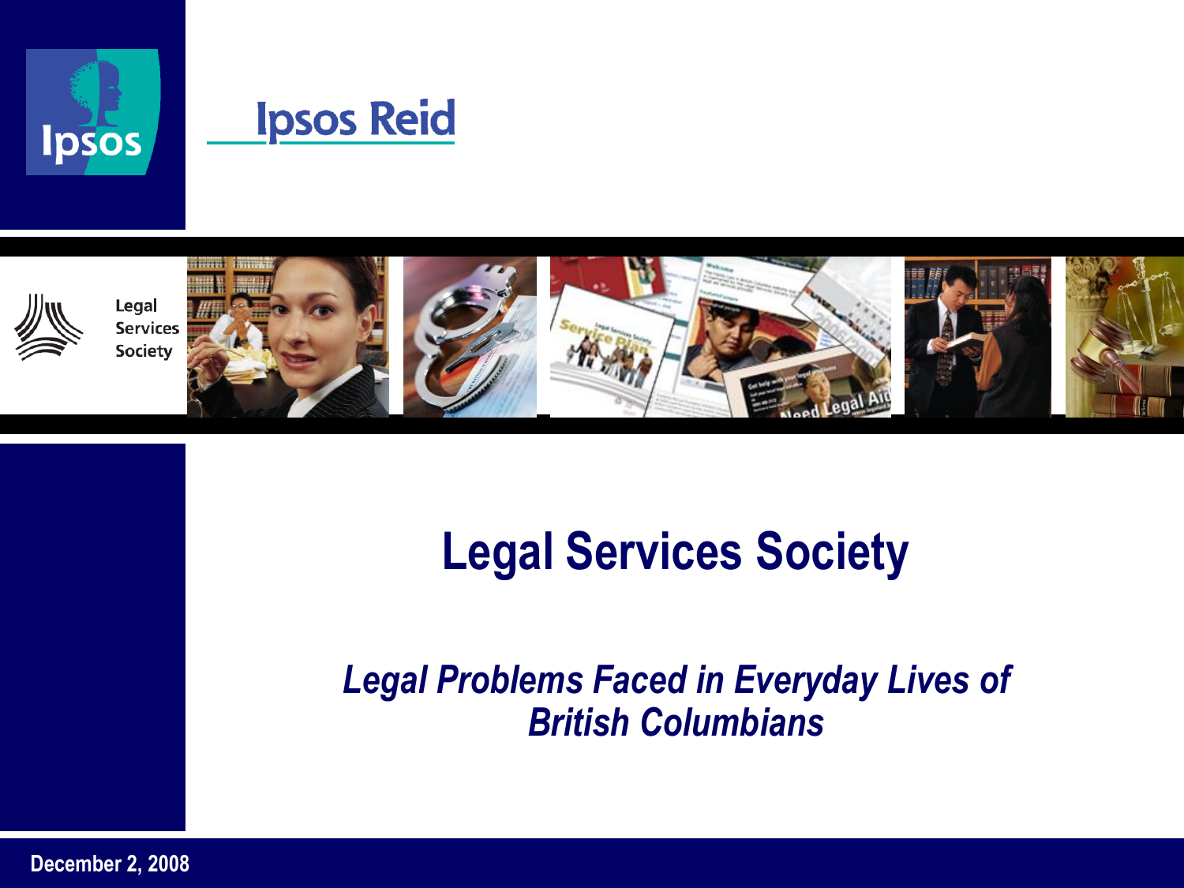Ipsos

Ipsos Reid

Legal Services Society

# Legal Services Society

## *Legal Problems Faced in Everyday Lives of British Columbians*

**December 2, 2008**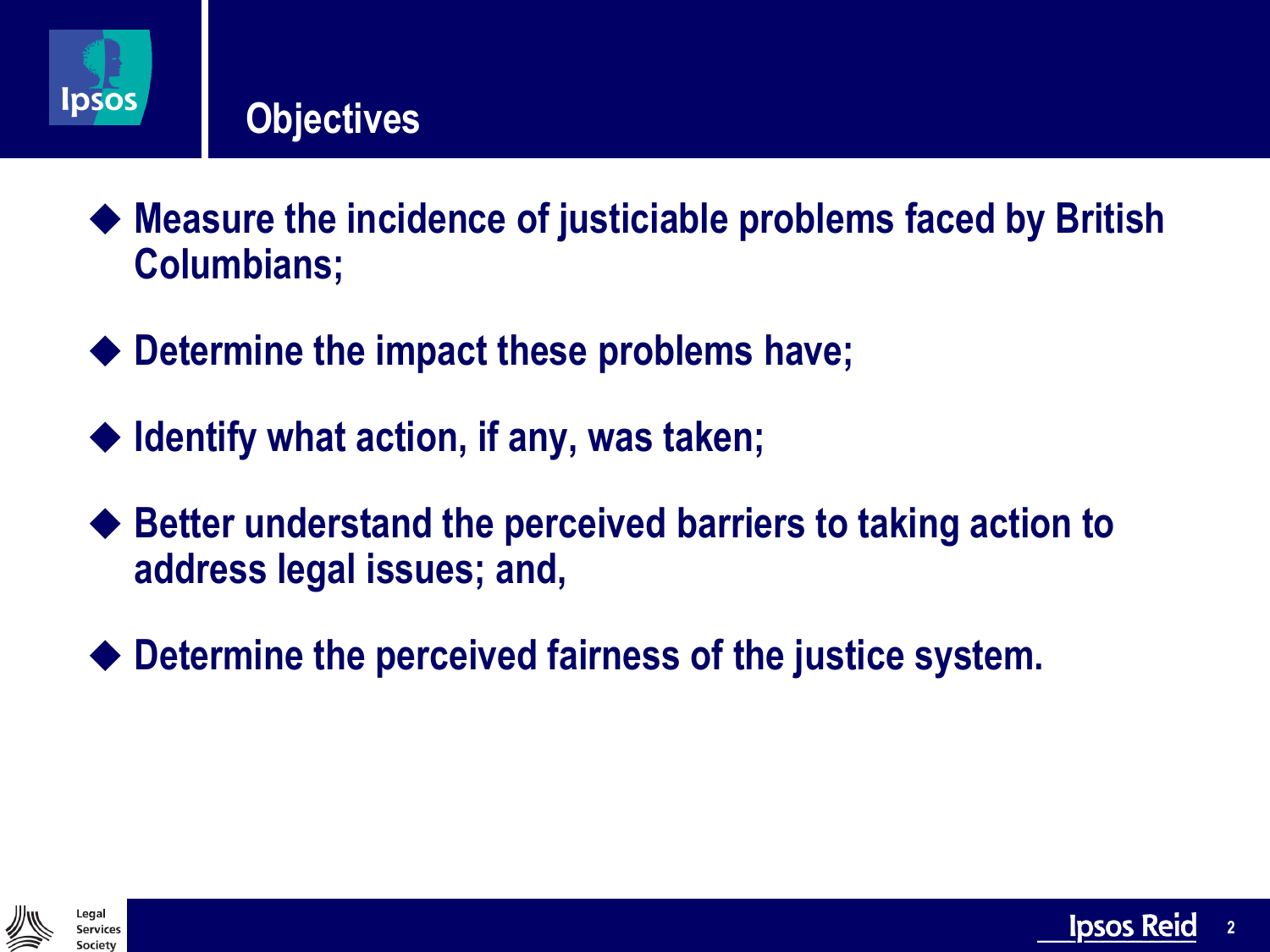# Objectives

- Measure the incidence of justiciable problems faced by British Columbians;
- Determine the impact these problems have;
- Identify what action, if any, was taken;
- Better understand the perceived barriers to taking action to address legal issues; and,
- Determine the perceived fairness of the justice system.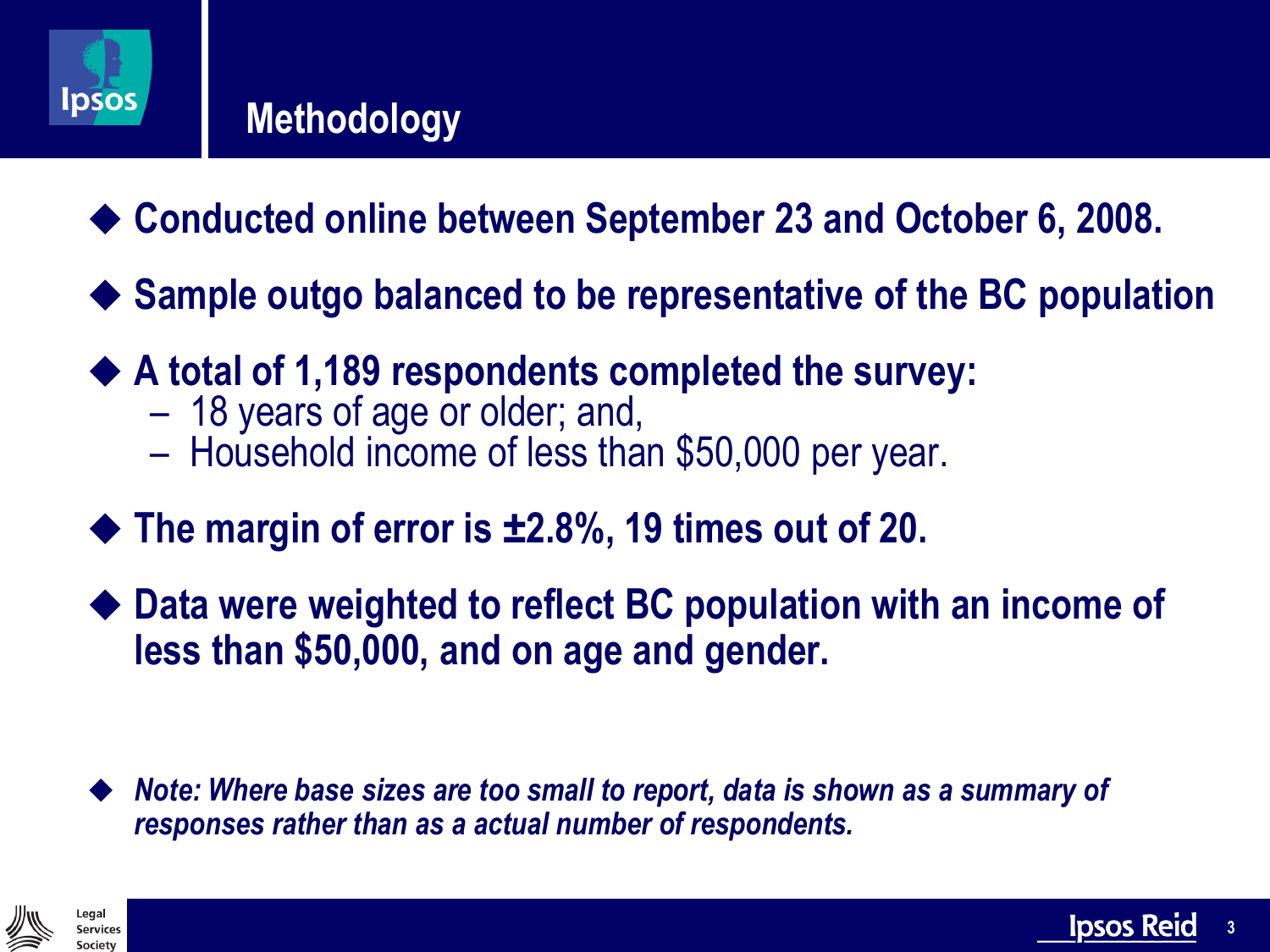# Methodology

- **Conducted online between September 23 and October 6, 2008.**
- **Sample outgo balanced to be representative of the BC population**
- **A total of 1,189 respondents completed the survey:**
  - 18 years of age or older; and,
  - Household income of less than $50,000 per year.
- **The margin of error is ±2.8%, 19 times out of 20.**
- **Data were weighted to reflect BC population with an income of less than $50,000, and on age and gender.**

- ***Note: Where base sizes are too small to report, data is shown as a summary of responses rather than as a actual number of respondents.***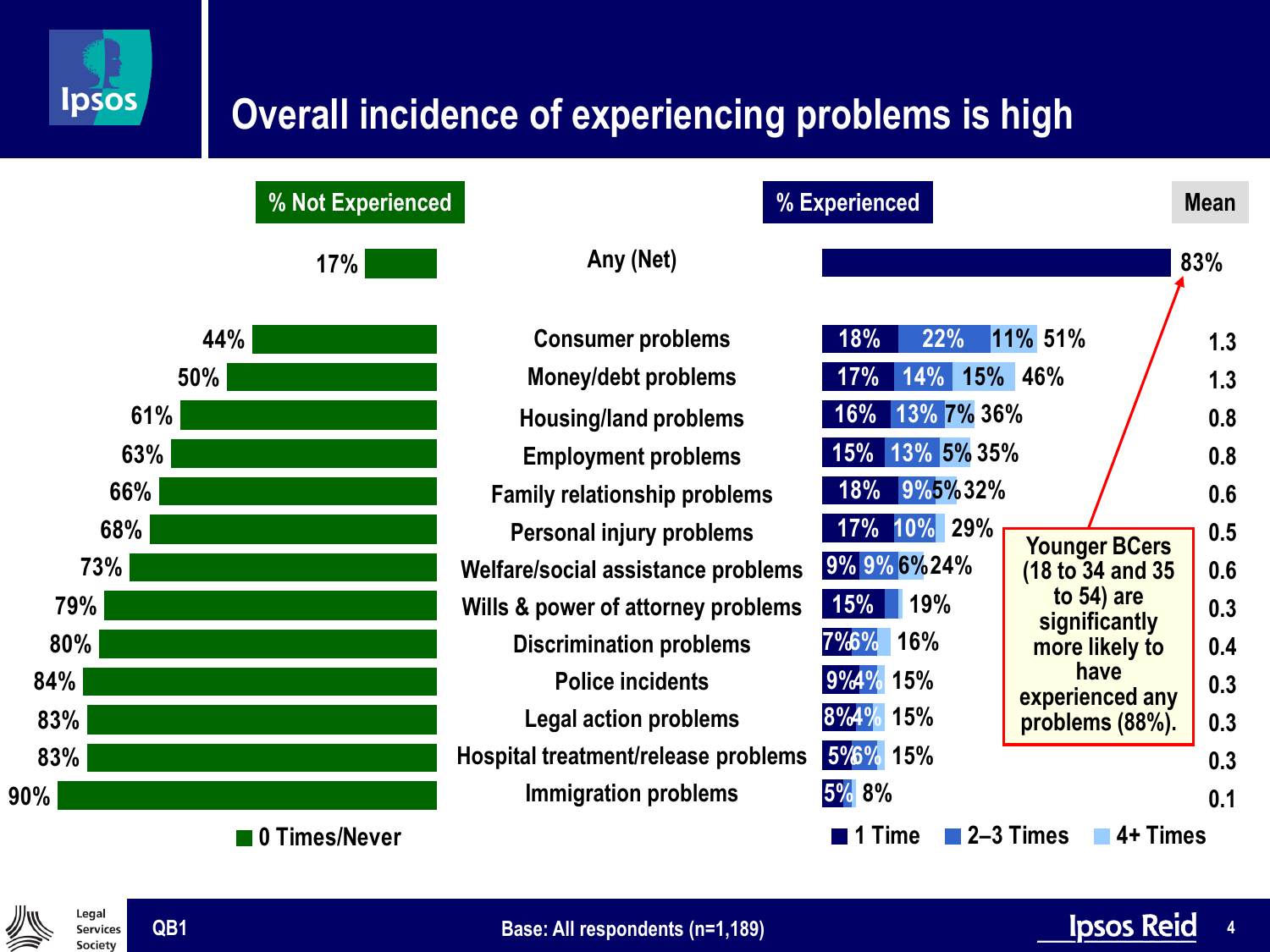# Overall incidence of experiencing problems is high

| Problem | % Not Experienced (0 Times/Never) | 1 Time | 2–3 Times | 4+ Times | % Experienced | Mean |
|---|---|---|---|---|---|---|
| Any (Net) | 17% | | | | 83% | |
| Consumer problems | 44% | 18% | 22% | 11% | 51% | 1.3 |
| Money/debt problems | 50% | 17% | 14% | 15% | 46% | 1.3 |
| Housing/land problems | 61% | 16% | 13% | 7% | 36% | 0.8 |
| Employment problems | 63% | 15% | 13% | 5% | 35% | 0.8 |
| Family relationship problems | 66% | 18% | 9% | 5% | 32% | 0.6 |
| Personal injury problems | 68% | 17% | 10% | | 29% | 0.5 |
| Welfare/social assistance problems | 73% | 9% | 9% | 6% | 24% | 0.6 |
| Wills & power of attorney problems | 79% | 15% | | | 19% | 0.3 |
| Discrimination problems | 80% | 7% | 6% | | 16% | 0.4 |
| Police incidents | 84% | 9% | 4% | | 15% | 0.3 |
| Legal action problems | 83% | 8% | 4% | | 15% | 0.3 |
| Hospital treatment/release problems | 83% | 5% | 6% | | 15% | 0.3 |
| Immigration problems | 90% | 5% | | | 8% | 0.1 |

Younger BCers (18 to 34 and 35 to 54) are significantly more likely to have experienced any problems (88%).

QB1

Base: All respondents (n=1,189)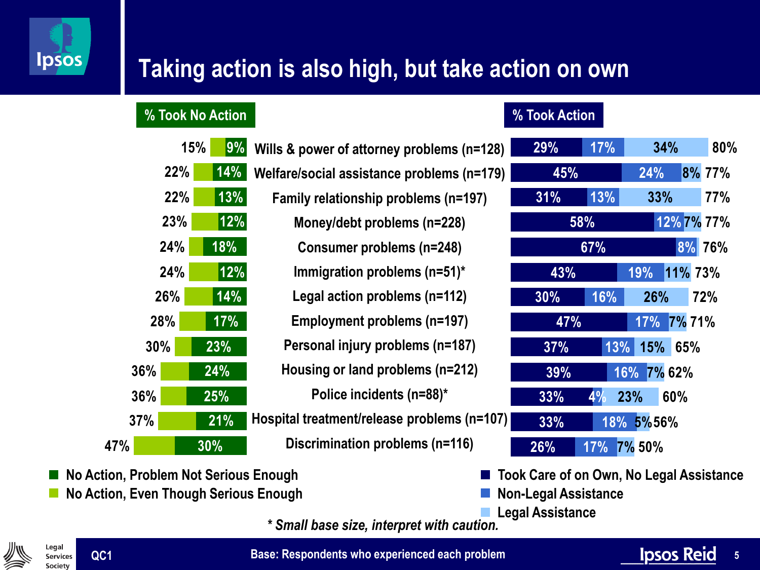# Taking action is also high, but take action on own

| % Took No Action (Total) | No Action, Even Though Serious Enough | No Action, Problem Not Serious Enough | Problem | Took Care of on Own, No Legal Assistance | Non-Legal Assistance | Legal Assistance | % Took Action (Total) |
|---|---|---|---|---|---|---|---|
| 15% | | 9% | Wills & power of attorney problems (n=128) | 29% | 17% | 34% | 80% |
| 22% | | 14% | Welfare/social assistance problems (n=179) | 45% | 24% | 8% | 77% |
| 22% | | 13% | Family relationship problems (n=197) | 31% | 13% | 33% | 77% |
| 23% | | 12% | Money/debt problems (n=228) | 58% | 12% | 7% | 77% |
| 24% | | 18% | Consumer problems (n=248) | 67% | 8% | | 76% |
| 24% | | 12% | Immigration problems (n=51)* | 43% | 19% | 11% | 73% |
| 26% | | 14% | Legal action problems (n=112) | 30% | 16% | 26% | 72% |
| 28% | | 17% | Employment problems (n=197) | 47% | 17% | 7% | 71% |
| 30% | | 23% | Personal injury problems (n=187) | 37% | 13% | 15% | 65% |
| 36% | | 24% | Housing or land problems (n=212) | 39% | 16% | 7% | 62% |
| 36% | | 25% | Police incidents (n=88)* | 33% | 4% | 23% | 60% |
| 37% | | 21% | Hospital treatment/release problems (n=107) | 33% | 18% | 5% | 56% |
| 47% | | 30% | Discrimination problems (n=116) | 26% | 17% | 7% | 50% |

*\* Small base size, interpret with caution.*

QC1

Base: Respondents who experienced each problem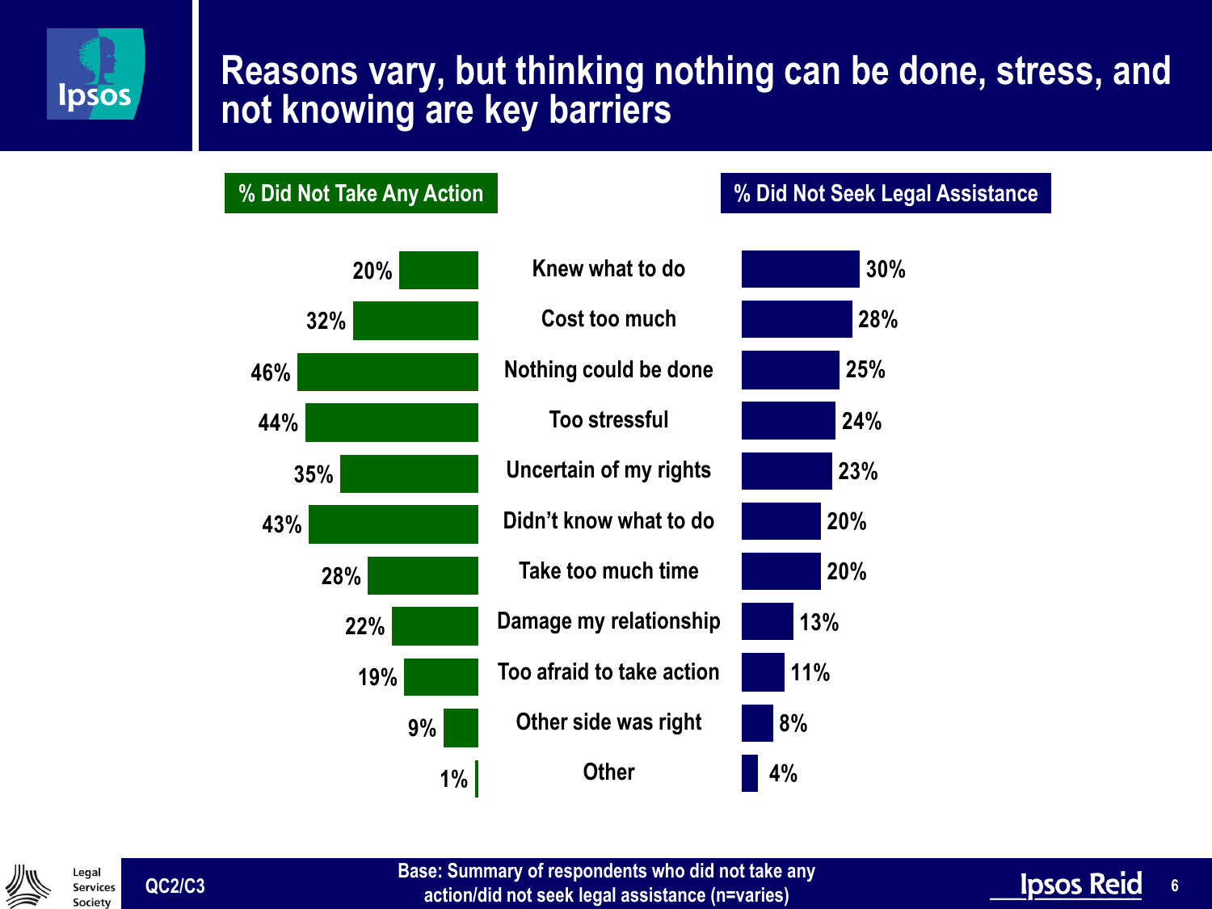# Reasons vary, but thinking nothing can be done, stress, and not knowing are key barriers

| % Did Not Take Any Action | Reason | % Did Not Seek Legal Assistance |
|---|---|---|
| 20% | Knew what to do | 30% |
| 32% | Cost too much | 28% |
| 46% | Nothing could be done | 25% |
| 44% | Too stressful | 24% |
| 35% | Uncertain of my rights | 23% |
| 43% | Didn't know what to do | 20% |
| 28% | Take too much time | 20% |
| 22% | Damage my relationship | 13% |
| 19% | Too afraid to take action | 11% |
| 9% | Other side was right | 8% |
| 1% | Other | 4% |

QC2/C3

Base: Summary of respondents who did not take any action/did not seek legal assistance (n=varies)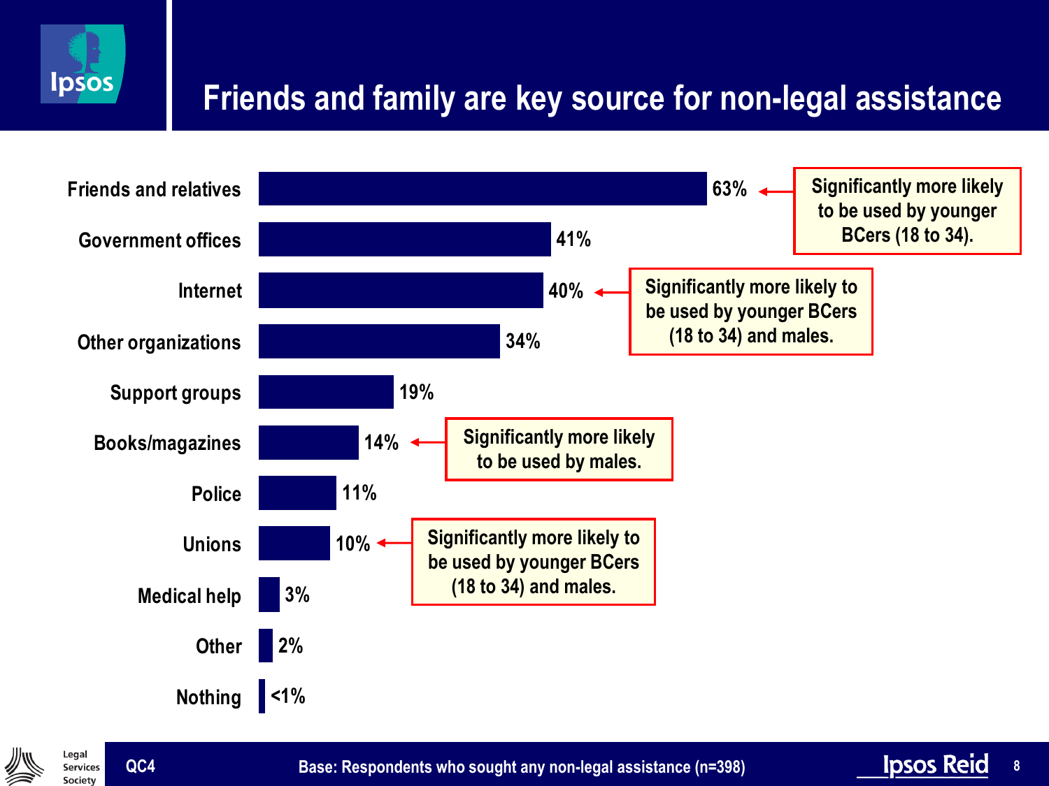# Friends and family are key source for non-legal assistance

| Source | % |
|---|---|
| Friends and relatives | 63% |
| Government offices | 41% |
| Internet | 40% |
| Other organizations | 34% |
| Support groups | 19% |
| Books/magazines | 14% |
| Police | 11% |
| Unions | 10% |
| Medical help | 3% |
| Other | 2% |
| Nothing | <1% |

- Friends and relatives: Significantly more likely to be used by younger BCers (18 to 34).
- Internet: Significantly more likely to be used by younger BCers (18 to 34) and males.
- Books/magazines: Significantly more likely to be used by males.
- Unions: Significantly more likely to be used by younger BCers (18 to 34) and males.

QC4

Base: Respondents who sought any non-legal assistance (n=398)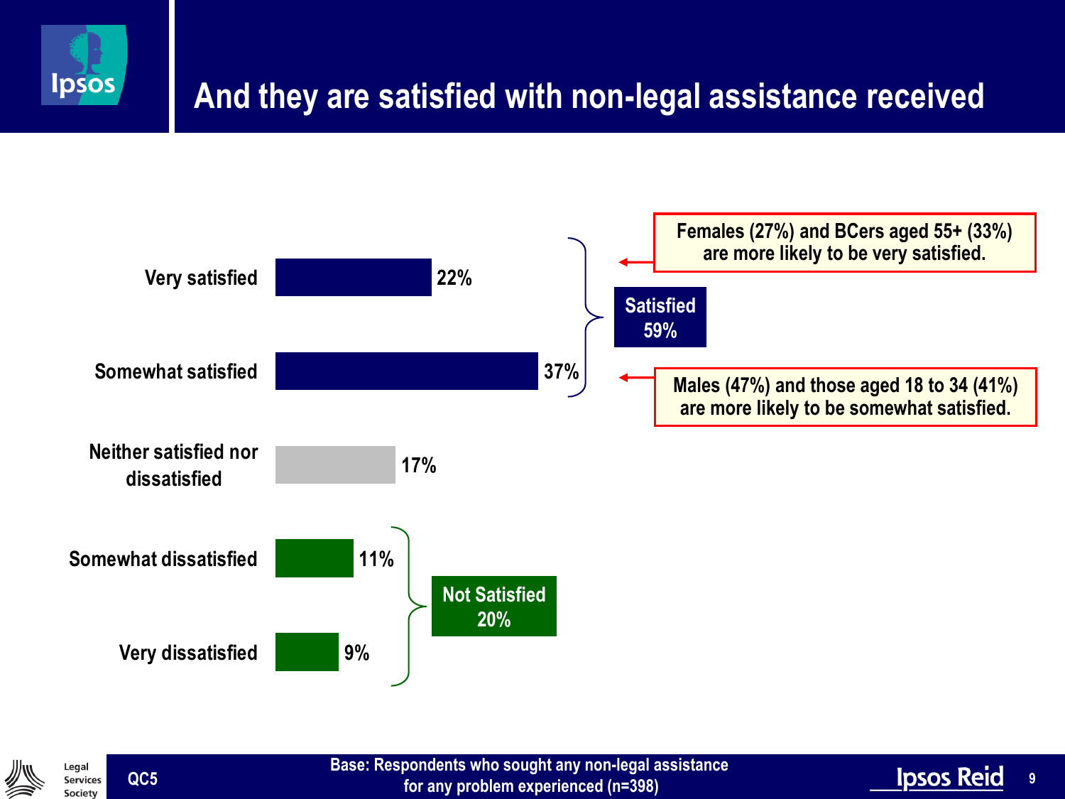# And they are satisfied with non-legal assistance received

| Response | % |
|---|---|
| Very satisfied | 22% |
| Somewhat satisfied | 37% |
| Neither satisfied nor dissatisfied | 17% |
| Somewhat dissatisfied | 11% |
| Very dissatisfied | 9% |

**Satisfied 59%**

**Not Satisfied 20%**

**Females (27%) and BCers aged 55+ (33%) are more likely to be very satisfied.**

**Males (47%) and those aged 18 to 34 (41%) are more likely to be somewhat satisfied.**

QC5

Base: Respondents who sought any non-legal assistance for any problem experienced (n=398)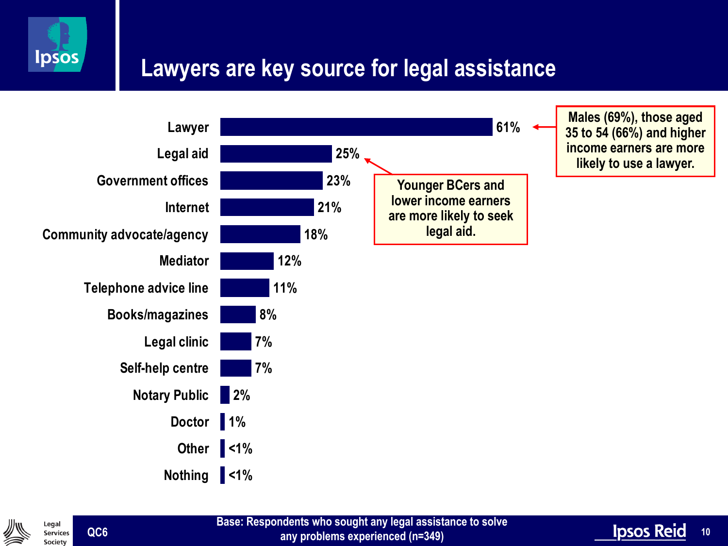# Lawyers are key source for legal assistance

| Source | % |
| --- | --- |
| Lawyer | 61% |
| Legal aid | 25% |
| Government offices | 23% |
| Internet | 21% |
| Community advocate/agency | 18% |
| Mediator | 12% |
| Telephone advice line | 11% |
| Books/magazines | 8% |
| Legal clinic | 7% |
| Self-help centre | 7% |
| Notary Public | 2% |
| Doctor | 1% |
| Other | <1% |
| Nothing | <1% |

Males (69%), those aged 35 to 54 (66%) and higher income earners are more likely to use a lawyer.

Younger BCers and lower income earners are more likely to seek legal aid.

QC6

Base: Respondents who sought any legal assistance to solve any problems experienced (n=349)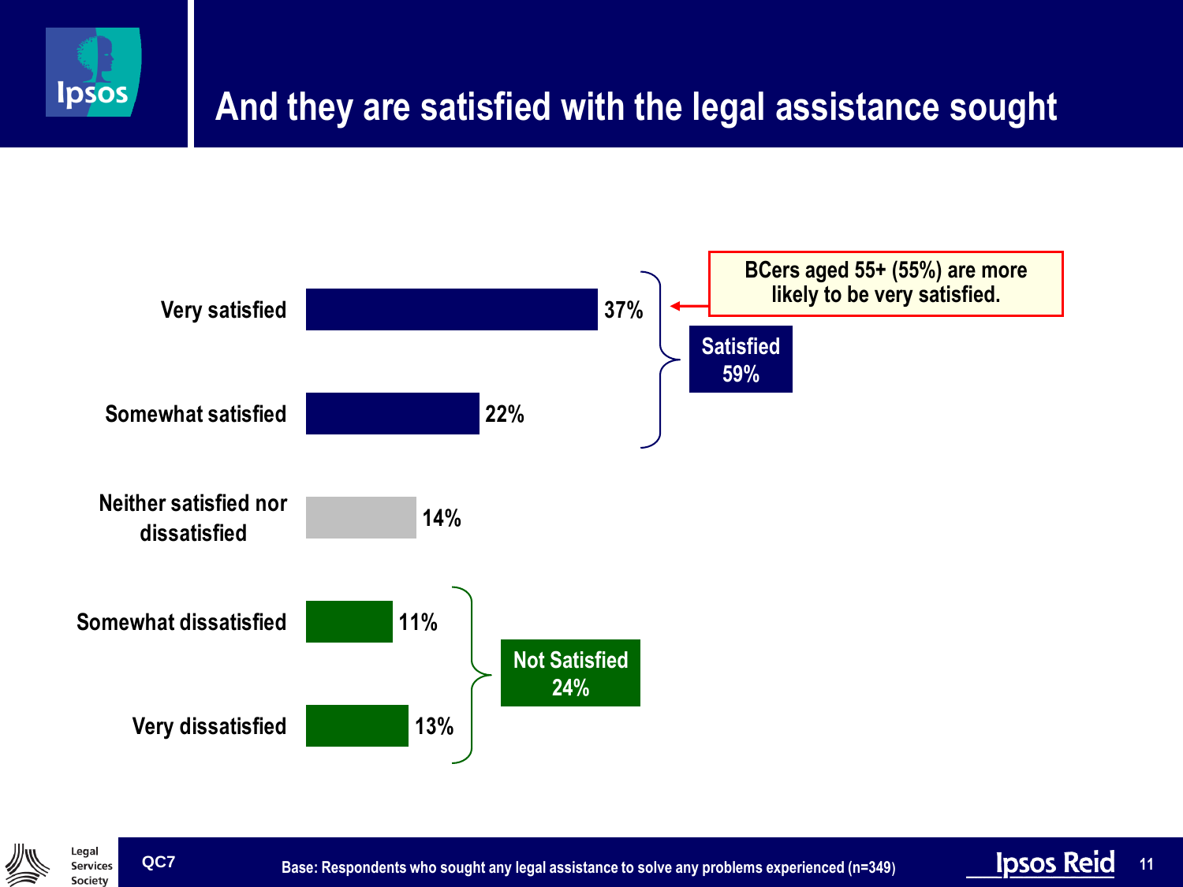# And they are satisfied with the legal assistance sought

| Response | % |
| --- | --- |
| Very satisfied | 37% |
| Somewhat satisfied | 22% |
| Neither satisfied nor dissatisfied | 14% |
| Somewhat dissatisfied | 11% |
| Very dissatisfied | 13% |

**Satisfied 59%**

**Not Satisfied 24%**

**BCers aged 55+ (55%) are more likely to be very satisfied.**

QC7

Base: Respondents who sought any legal assistance to solve any problems experienced (n=349)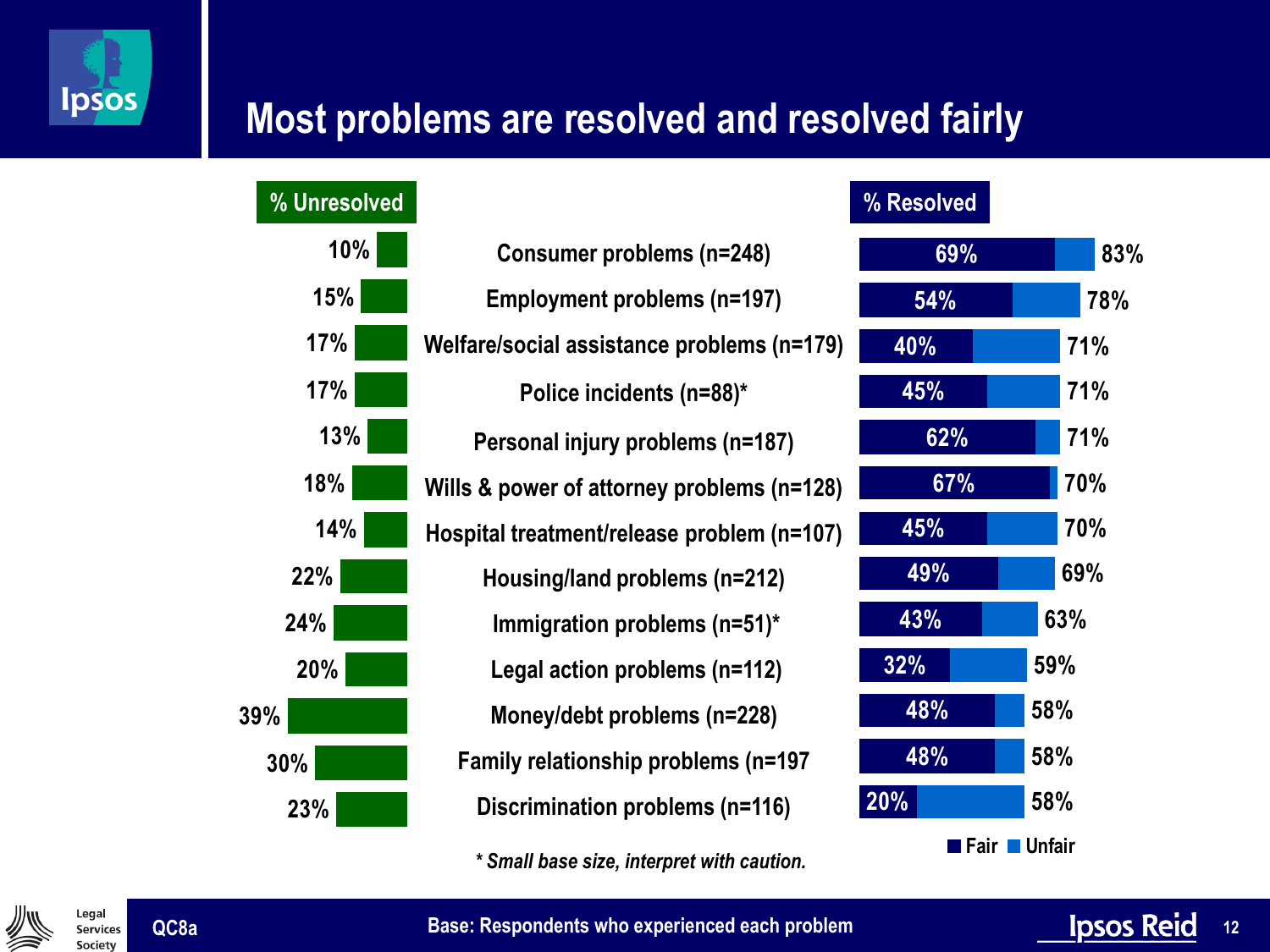# Most problems are resolved and resolved fairly

| % Unresolved | Problem | % Resolved: Fair | % Resolved: Total |
|---|---|---|---|
| 10% | Consumer problems (n=248) | 69% | 83% |
| 15% | Employment problems (n=197) | 54% | 78% |
| 17% | Welfare/social assistance problems (n=179) | 40% | 71% |
| 17% | Police incidents (n=88)* | 45% | 71% |
| 13% | Personal injury problems (n=187) | 62% | 71% |
| 18% | Wills & power of attorney problems (n=128) | 67% | 70% |
| 14% | Hospital treatment/release problem (n=107) | 45% | 70% |
| 22% | Housing/land problems (n=212) | 49% | 69% |
| 24% | Immigration problems (n=51)* | 43% | 63% |
| 20% | Legal action problems (n=112) | 32% | 59% |
| 39% | Money/debt problems (n=228) | 48% | 58% |
| 30% | Family relationship problems (n=197 | 48% | 58% |
| 23% | Discrimination problems (n=116) | 20% | 58% |

■ Fair ■ Unfair

*\* Small base size, interpret with caution.*

QC8a

Base: Respondents who experienced each problem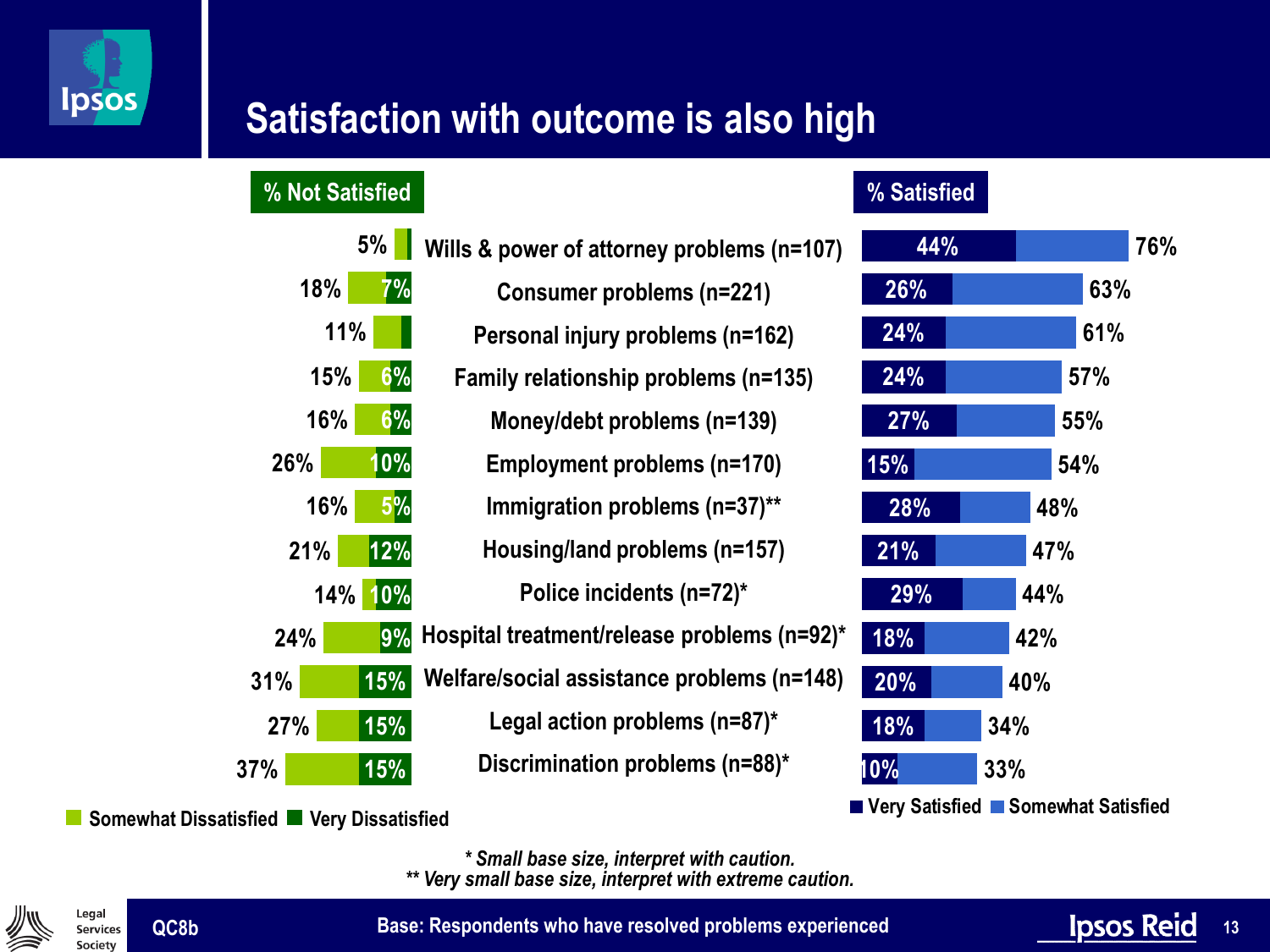# Satisfaction with outcome is also high

| % Not Satisfied (Total) | Very Dissatisfied | Problem type | Very Satisfied | % Satisfied (Total) |
|---|---|---|---|---|
| 5% | | Wills & power of attorney problems (n=107) | 44% | 76% |
| 18% | 7% | Consumer problems (n=221) | 26% | 63% |
| 11% | | Personal injury problems (n=162) | 24% | 61% |
| 15% | 6% | Family relationship problems (n=135) | 24% | 57% |
| 16% | 6% | Money/debt problems (n=139) | 27% | 55% |
| 26% | 10% | Employment problems (n=170) | 15% | 54% |
| 16% | 5% | Immigration problems (n=37)** | 28% | 48% |
| 21% | 12% | Housing/land problems (n=157) | 21% | 47% |
| 14% | 10% | Police incidents (n=72)* | 29% | 44% |
| 24% | 9% | Hospital treatment/release problems (n=92)* | 18% | 42% |
| 31% | 15% | Welfare/social assistance problems (n=148) | 20% | 40% |
| 27% | 15% | Legal action problems (n=87)* | 18% | 34% |
| 37% | 15% | Discrimination problems (n=88)* | 10% | 33% |

Somewhat Dissatisfied / Very Dissatisfied — Very Satisfied / Somewhat Satisfied

*\* Small base size, interpret with caution.*
*\*\* Very small base size, interpret with extreme caution.*

QC8b — Base: Respondents who have resolved problems experienced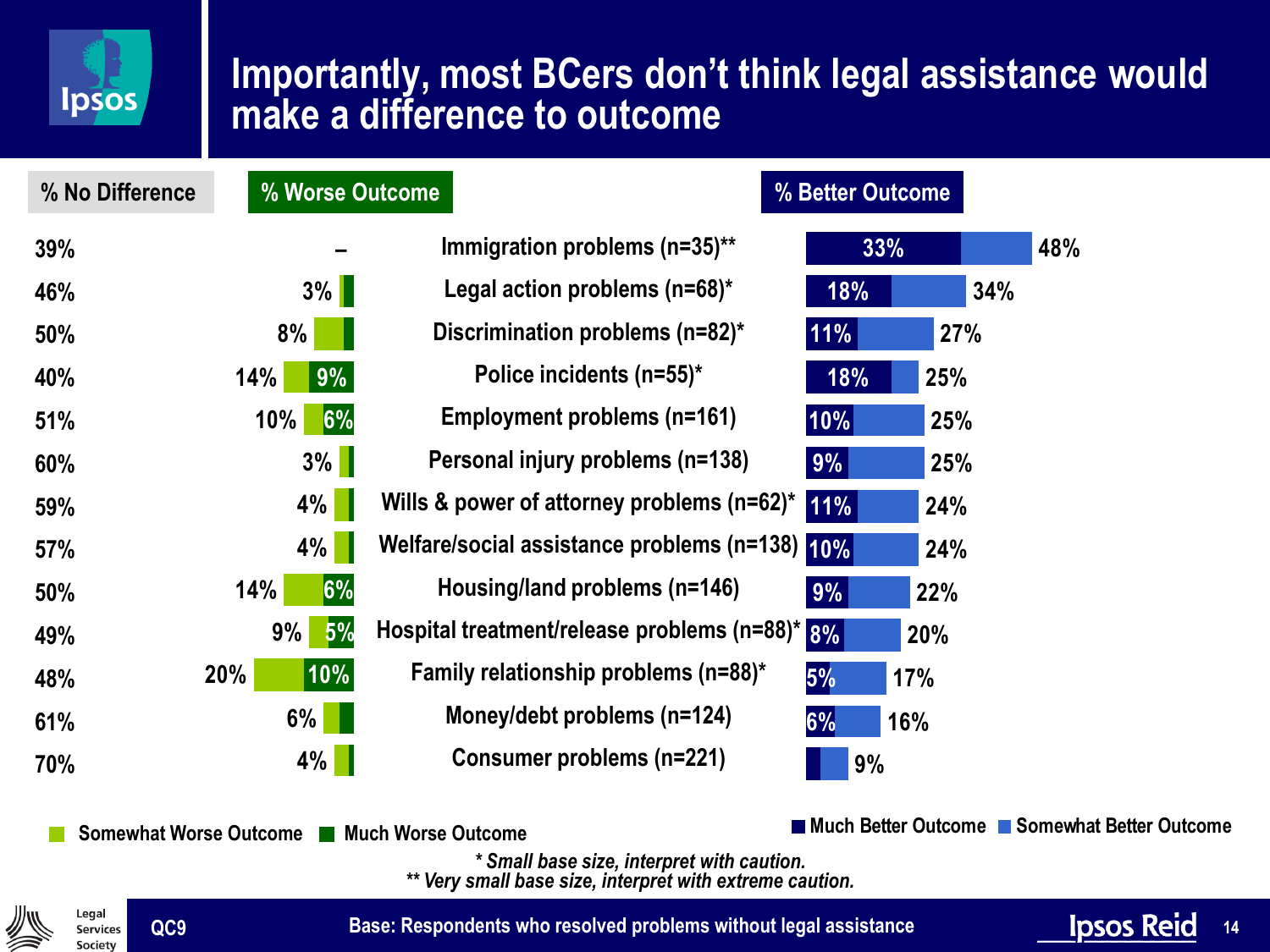# Importantly, most BCers don't think legal assistance would make a difference to outcome

| % No Difference | % Worse Outcome (Somewhat Worse / Much Worse) | Problem type | % Better Outcome (Much Better / total) |
|---|---|---|---|
| 39% | – | Immigration problems (n=35)** | 33% / 48% |
| 46% | 3% | Legal action problems (n=68)* | 18% / 34% |
| 50% | 8% | Discrimination problems (n=82)* | 11% / 27% |
| 40% | 14% (9% much worse) | Police incidents (n=55)* | 18% / 25% |
| 51% | 10% (6% much worse) | Employment problems (n=161) | 10% / 25% |
| 60% | 3% | Personal injury problems (n=138) | 9% / 25% |
| 59% | 4% | Wills & power of attorney problems (n=62)* | 11% / 24% |
| 57% | 4% | Welfare/social assistance problems (n=138) | 10% / 24% |
| 50% | 14% (6% much worse) | Housing/land problems (n=146) | 9% / 22% |
| 49% | 9% (5% much worse) | Hospital treatment/release problems (n=88)* | 8% / 20% |
| 48% | 20% (10% much worse) | Family relationship problems (n=88)* | 5% / 17% |
| 61% | 6% | Money/debt problems (n=124) | 6% / 16% |
| 70% | 4% | Consumer problems (n=221) | 9% |

Somewhat Worse Outcome | Much Worse Outcome | Much Better Outcome | Somewhat Better Outcome

*\* Small base size, interpret with caution.*
*\*\* Very small base size, interpret with extreme caution.*

QC9

Base: Respondents who resolved problems without legal assistance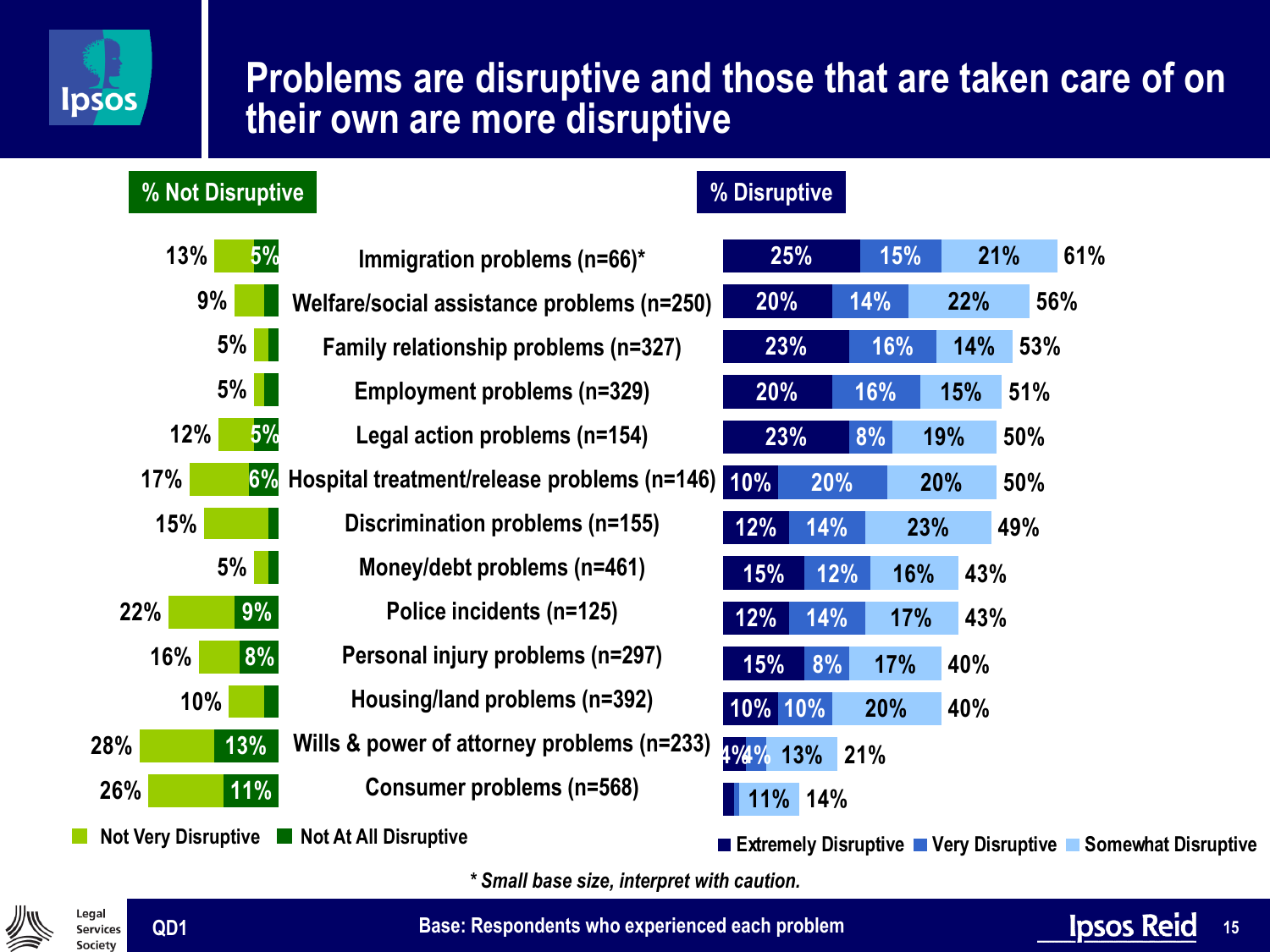# Problems are disruptive and those that are taken care of on their own are more disruptive

| Problem | % Not Disruptive (Total) | Not At All Disruptive | Extremely Disruptive | Very Disruptive | Somewhat Disruptive | % Disruptive (Total) |
|---|---|---|---|---|---|---|
| Immigration problems (n=66)* | 13% | 5% | 25% | 15% | 21% | 61% |
| Welfare/social assistance problems (n=250) | 9% | | 20% | 14% | 22% | 56% |
| Family relationship problems (n=327) | 5% | | 23% | 16% | 14% | 53% |
| Employment problems (n=329) | 5% | | 20% | 16% | 15% | 51% |
| Legal action problems (n=154) | 12% | 5% | 23% | 8% | 19% | 50% |
| Hospital treatment/release problems (n=146) | 17% | 6% | 10% | 20% | 20% | 50% |
| Discrimination problems (n=155) | 15% | | 12% | 14% | 23% | 49% |
| Money/debt problems (n=461) | 5% | | 15% | 12% | 16% | 43% |
| Police incidents (n=125) | 22% | 9% | 12% | 14% | 17% | 43% |
| Personal injury problems (n=297) | 16% | 8% | 15% | 8% | 17% | 40% |
| Housing/land problems (n=392) | 10% | | 10% | 10% | 20% | 40% |
| Wills & power of attorney problems (n=233) | 28% | 13% | 4% | 4% | 13% | 21% |
| Consumer problems (n=568) | 26% | 11% | | | 11% | 14% |

Legend: Not Very Disruptive, Not At All Disruptive; Extremely Disruptive, Very Disruptive, Somewhat Disruptive

*\* Small base size, interpret with caution.*

QD1 — Base: Respondents who experienced each problem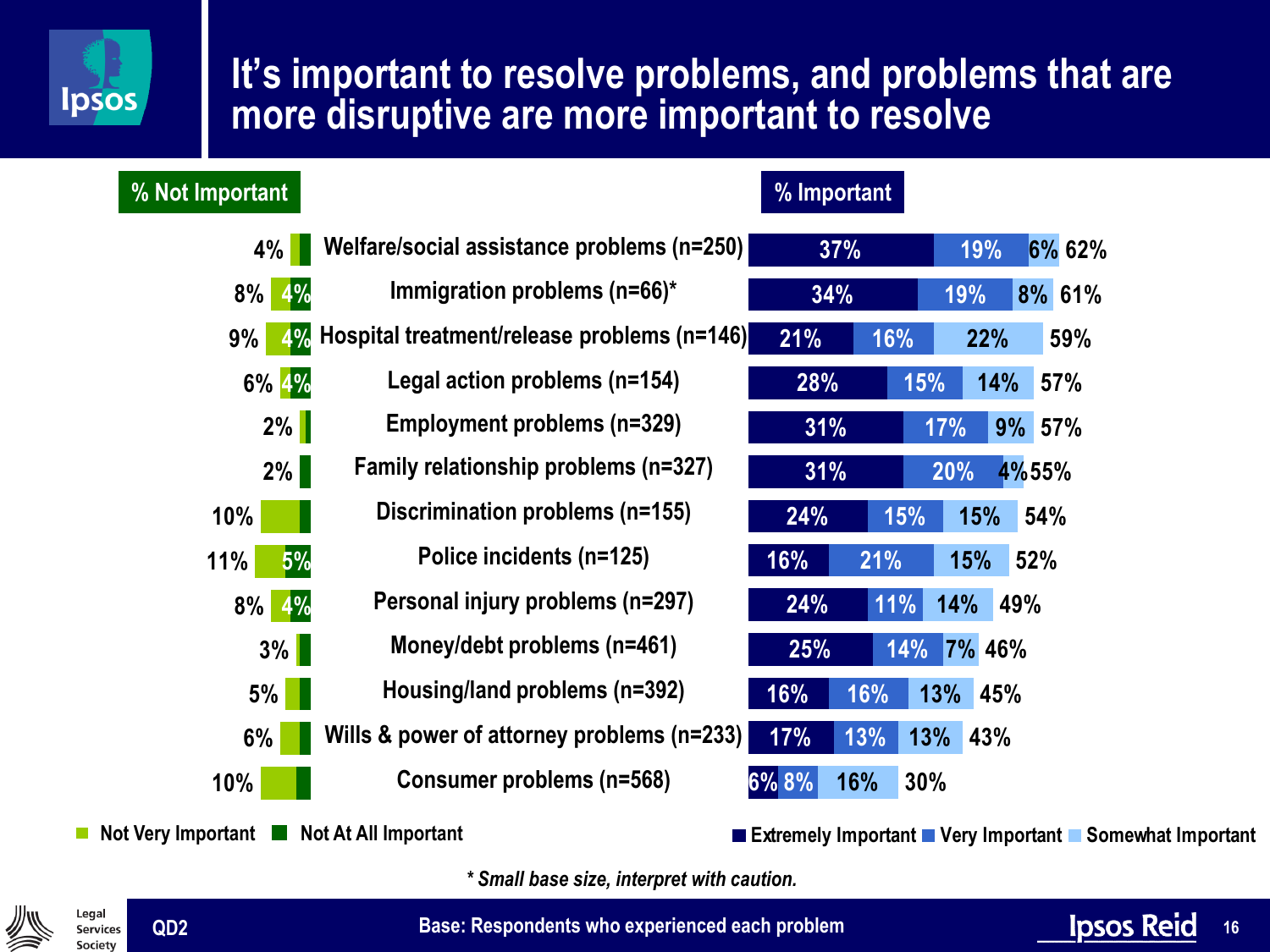# It's important to resolve problems, and problems that are more disruptive are more important to resolve

| Problem | % Not Important (Total) | Not Very Important | Not At All Important | Extremely Important | Very Important | Somewhat Important | % Important (Total) |
|---|---|---|---|---|---|---|---|
| Welfare/social assistance problems (n=250) | 4% | | | 37% | 19% | 6% | 62% |
| Immigration problems (n=66)* | 8% | | 4% | 34% | 19% | 8% | 61% |
| Hospital treatment/release problems (n=146) | 9% | | 4% | 21% | 16% | 22% | 59% |
| Legal action problems (n=154) | 6% | | 4% | 28% | 15% | 14% | 57% |
| Employment problems (n=329) | 2% | | | 31% | 17% | 9% | 57% |
| Family relationship problems (n=327) | 2% | | | 31% | 20% | 4% | 55% |
| Discrimination problems (n=155) | 10% | | | 24% | 15% | 15% | 54% |
| Police incidents (n=125) | 11% | | 5% | 16% | 21% | 15% | 52% |
| Personal injury problems (n=297) | 8% | | 4% | 24% | 11% | 14% | 49% |
| Money/debt problems (n=461) | 3% | | | 25% | 14% | 7% | 46% |
| Housing/land problems (n=392) | 5% | | | 16% | 16% | 13% | 45% |
| Wills & power of attorney problems (n=233) | 6% | | | 17% | 13% | 13% | 43% |
| Consumer problems (n=568) | 10% | | | 6% | 8% | 16% | 30% |

*\* Small base size, interpret with caution.*

QD2

Base: Respondents who experienced each problem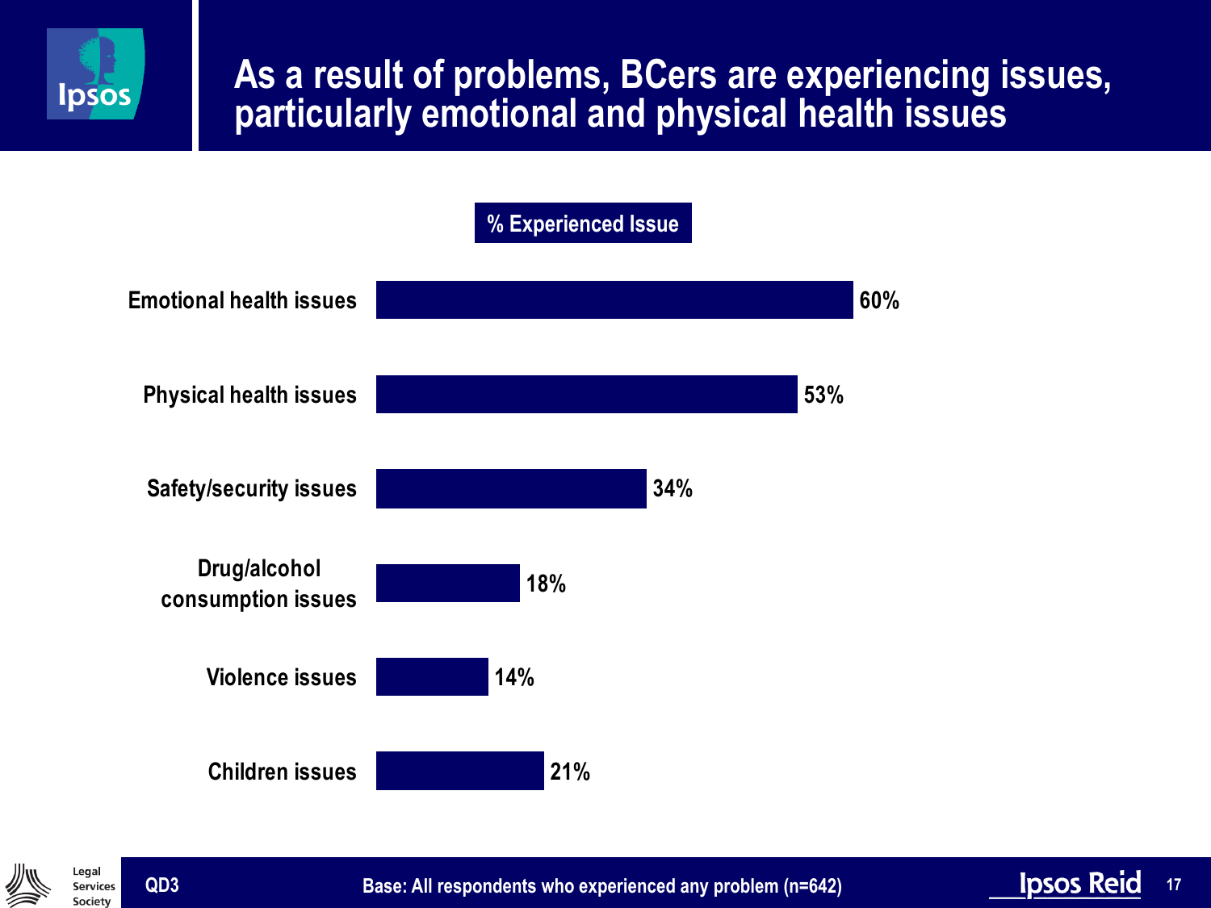# As a result of problems, BCers are experiencing issues, particularly emotional and physical health issues

**% Experienced Issue**

| Issue | % Experienced Issue |
|---|---|
| Emotional health issues | 60% |
| Physical health issues | 53% |
| Safety/security issues | 34% |
| Drug/alcohol consumption issues | 18% |
| Violence issues | 14% |
| Children issues | 21% |

QD3

Base: All respondents who experienced any problem (n=642)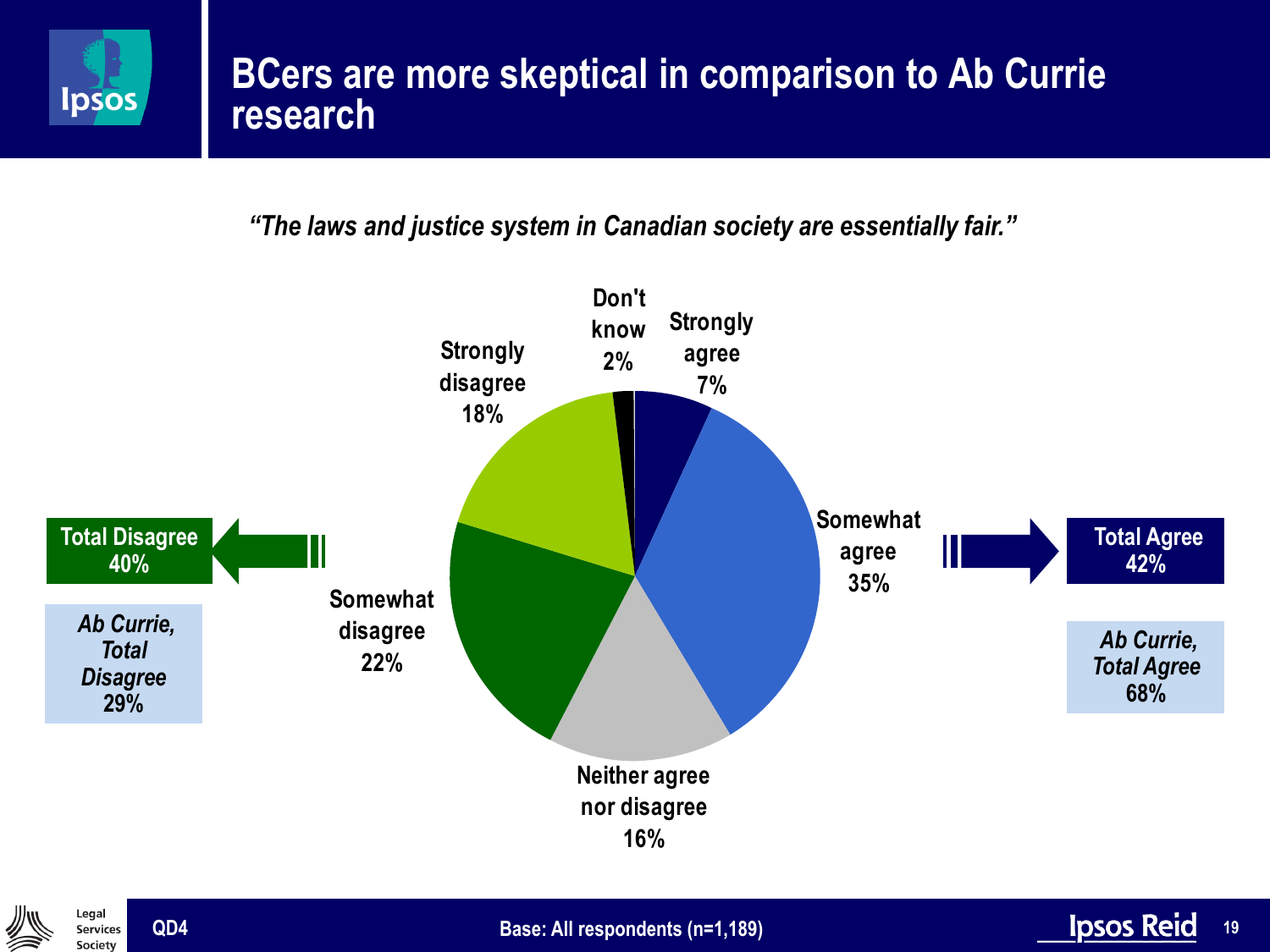# BCers are more skeptical in comparison to Ab Currie research

*"The laws and justice system in Canadian society are essentially fair."*

Don't know 2%

Strongly agree 7%

Somewhat agree 35%

Neither agree nor disagree 16%

Somewhat disagree 22%

Strongly disagree 18%

**Total Disagree 40%**

*Ab Currie, Total Disagree 29%*

**Total Agree 42%**

*Ab Currie, Total Agree 68%*

QD4

Base: All respondents (n=1,189)